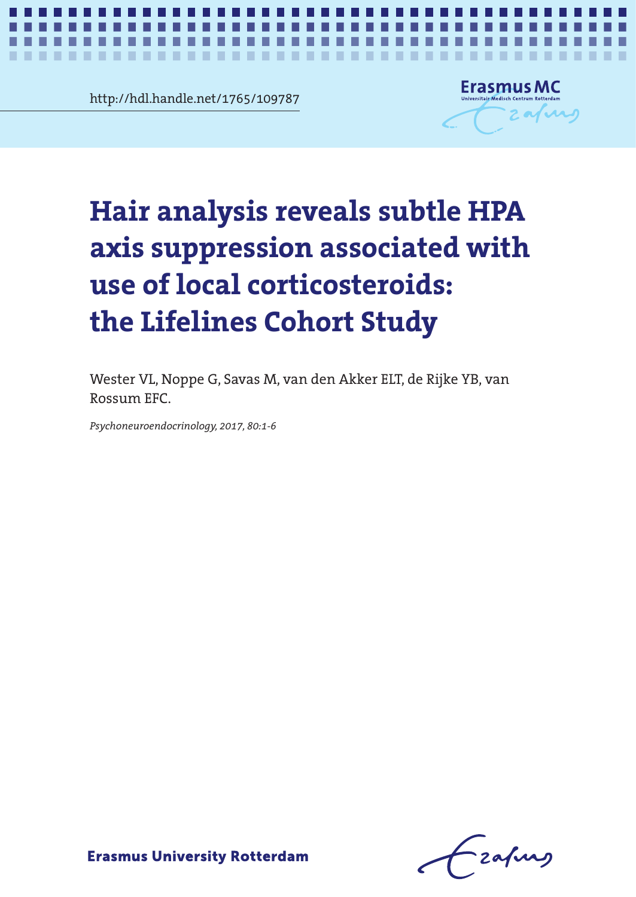http://hdl.handle.net/1765/109787

# Hair analysis reveals subtle HPA axis suppression associated with use of local corticosteroids: the Lifelines Cohort Study

Wester VL, Noppe G, Savas M, van den Akker ELT, de Rijke YB, van Rossum EFC.

*Psychoneuroendocrinology, 2017, 80:1-6*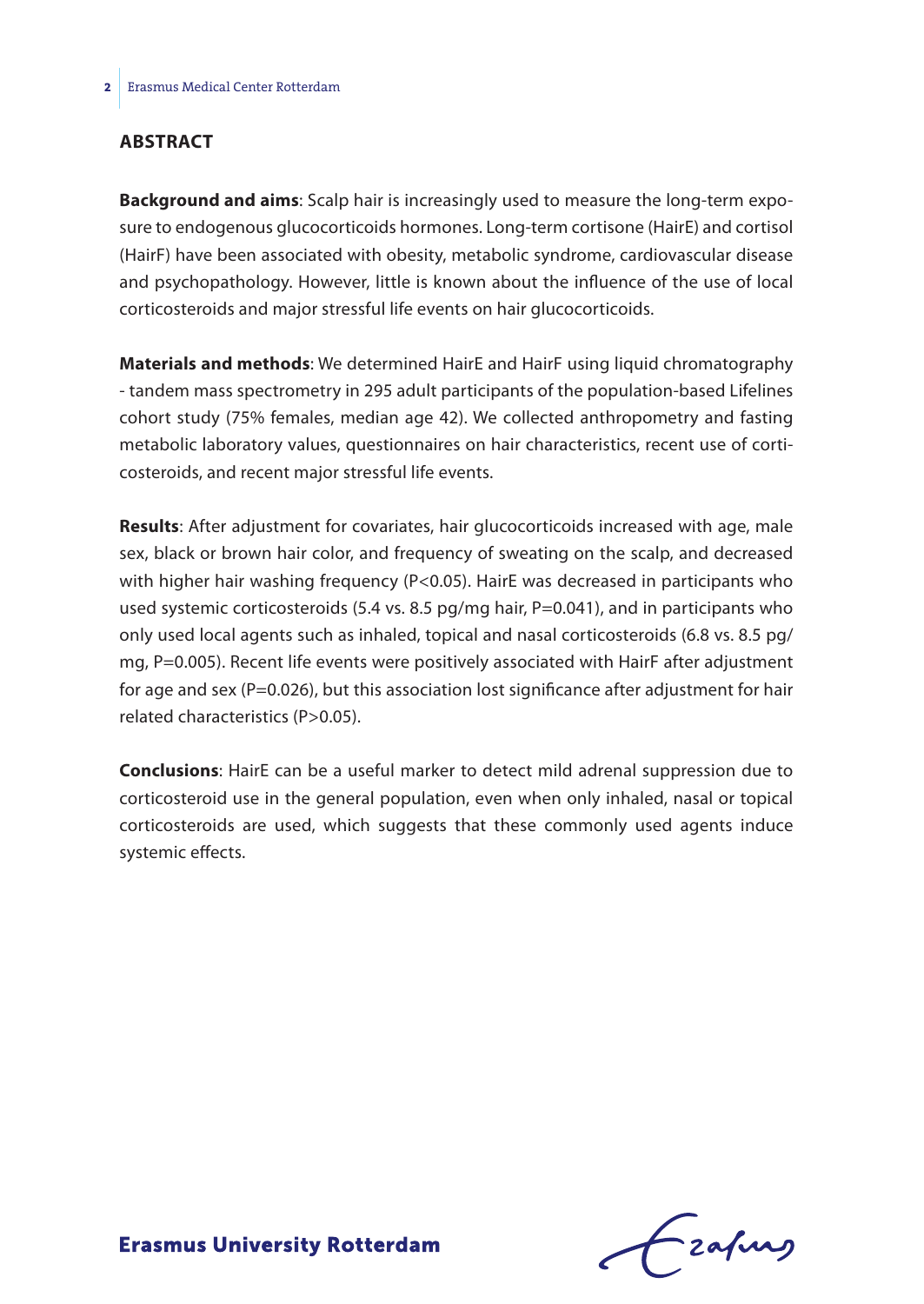## ABSTRACT

**Background and aims**: Scalp hair is increasingly used to measure the long-term exposure to endogenous glucocorticoids hormones. Long-term cortisone (HairE) and cortisol (HairF) have been associated with obesity, metabolic syndrome, cardiovascular disease and psychopathology. However, little is known about the influence of the use of local corticosteroids and major stressful life events on hair glucocorticoids.

**Materials and methods**: We determined HairE and HairF using liquid chromatography - tandem mass spectrometry in 295 adult participants of the population-based Lifelines cohort study (75% females, median age 42). We collected anthropometry and fasting metabolic laboratory values, questionnaires on hair characteristics, recent use of corticosteroids, and recent major stressful life events.

**Results**: After adjustment for covariates, hair glucocorticoids increased with age, male sex, black or brown hair color, and frequency of sweating on the scalp, and decreased with higher hair washing frequency ($P<0.05$). HairE was decreased in participants who used systemic corticosteroids (5.4 vs. 8.5 pg/mg hair, $P=0.041$), and in participants who only used local agents such as inhaled, topical and nasal corticosteroids (6.8 vs. 8.5 pg/mg, $P=0.005$). Recent life events were positively associated with HairF after adjustment for age and sex ($P=0.026$), but this association lost significance after adjustment for hair related characteristics ($P>0.05$).

**Conclusions**: HairE can be a useful marker to detect mild adrenal suppression due to corticosteroid use in the general population, even when only inhaled, nasal or topical corticosteroids are used, which suggests that these commonly used agents induce systemic effects.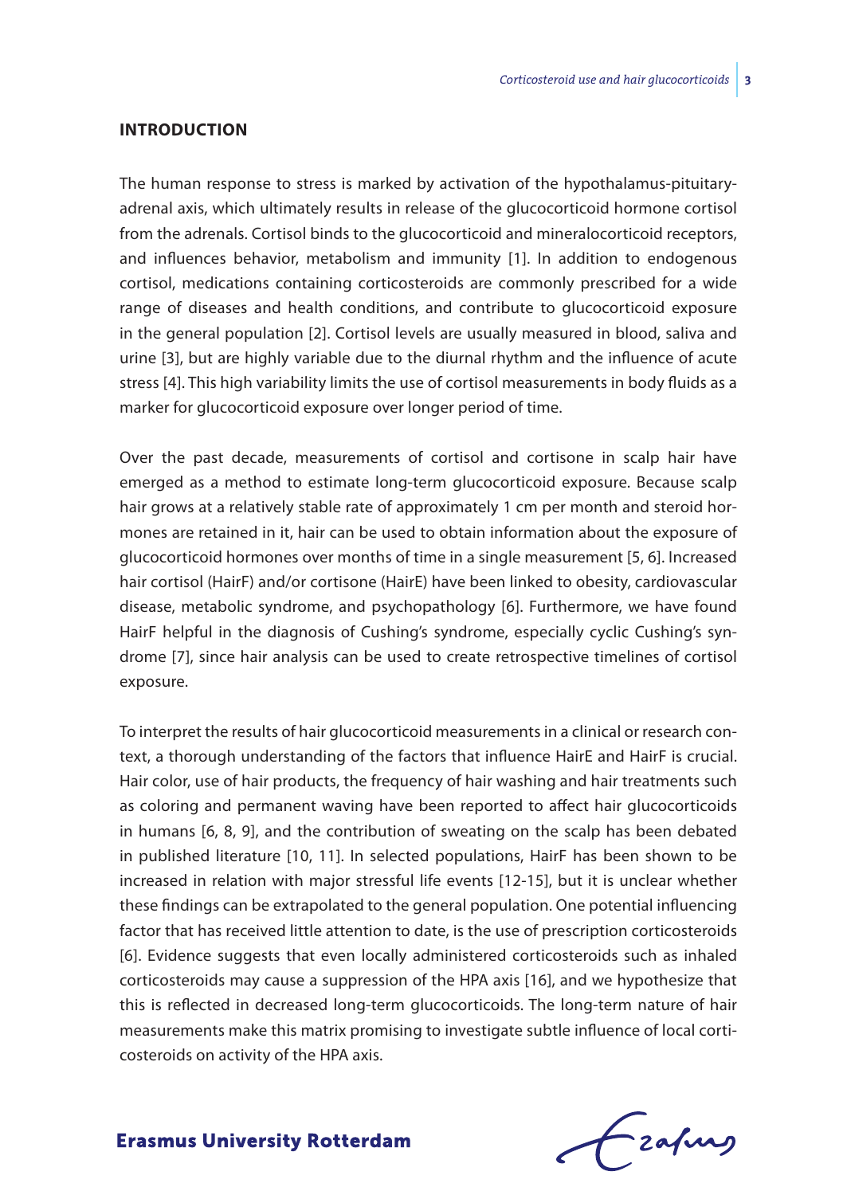## INTRODUCTION

The human response to stress is marked by activation of the hypothalamus-pituitary-adrenal axis, which ultimately results in release of the glucocorticoid hormone cortisol from the adrenals. Cortisol binds to the glucocorticoid and mineralocorticoid receptors, and influences behavior, metabolism and immunity [1]. In addition to endogenous cortisol, medications containing corticosteroids are commonly prescribed for a wide range of diseases and health conditions, and contribute to glucocorticoid exposure in the general population [2]. Cortisol levels are usually measured in blood, saliva and urine [3], but are highly variable due to the diurnal rhythm and the influence of acute stress [4]. This high variability limits the use of cortisol measurements in body fluids as a marker for glucocorticoid exposure over longer period of time.

Over the past decade, measurements of cortisol and cortisone in scalp hair have emerged as a method to estimate long-term glucocorticoid exposure. Because scalp hair grows at a relatively stable rate of approximately 1 cm per month and steroid hormones are retained in it, hair can be used to obtain information about the exposure of glucocorticoid hormones over months of time in a single measurement [5, 6]. Increased hair cortisol (HairF) and/or cortisone (HairE) have been linked to obesity, cardiovascular disease, metabolic syndrome, and psychopathology [6]. Furthermore, we have found HairF helpful in the diagnosis of Cushing's syndrome, especially cyclic Cushing's syndrome [7], since hair analysis can be used to create retrospective timelines of cortisol exposure.

To interpret the results of hair glucocorticoid measurements in a clinical or research context, a thorough understanding of the factors that influence HairE and HairF is crucial. Hair color, use of hair products, the frequency of hair washing and hair treatments such as coloring and permanent waving have been reported to affect hair glucocorticoids in humans [6, 8, 9], and the contribution of sweating on the scalp has been debated in published literature [10, 11]. In selected populations, HairF has been shown to be increased in relation with major stressful life events [12-15], but it is unclear whether these findings can be extrapolated to the general population. One potential influencing factor that has received little attention to date, is the use of prescription corticosteroids [6]. Evidence suggests that even locally administered corticosteroids such as inhaled corticosteroids may cause a suppression of the HPA axis [16], and we hypothesize that this is reflected in decreased long-term glucocorticoids. The long-term nature of hair measurements make this matrix promising to investigate subtle influence of local corticosteroids on activity of the HPA axis.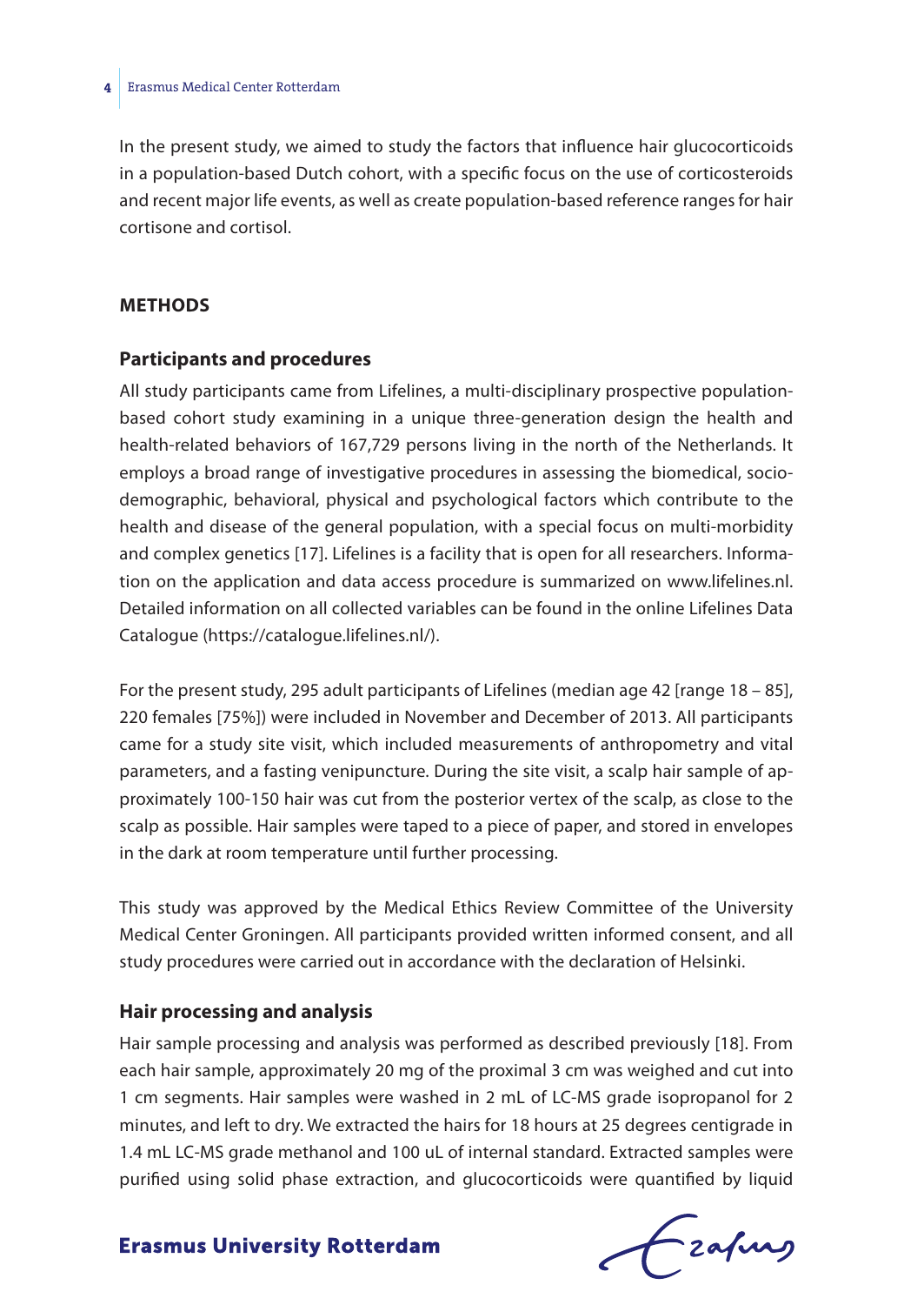In the present study, we aimed to study the factors that influence hair glucocorticoids in a population-based Dutch cohort, with a specific focus on the use of corticosteroids and recent major life events, as well as create population-based reference ranges for hair cortisone and cortisol.

## METHODS

### Participants and procedures

All study participants came from Lifelines, a multi-disciplinary prospective population-based cohort study examining in a unique three-generation design the health and health-related behaviors of 167,729 persons living in the north of the Netherlands. It employs a broad range of investigative procedures in assessing the biomedical, socio-demographic, behavioral, physical and psychological factors which contribute to the health and disease of the general population, with a special focus on multi-morbidity and complex genetics [17]. Lifelines is a facility that is open for all researchers. Information on the application and data access procedure is summarized on www.lifelines.nl. Detailed information on all collected variables can be found in the online Lifelines Data Catalogue (https://catalogue.lifelines.nl/).

For the present study, 295 adult participants of Lifelines (median age 42 [range 18 – 85], 220 females [75%]) were included in November and December of 2013. All participants came for a study site visit, which included measurements of anthropometry and vital parameters, and a fasting venipuncture. During the site visit, a scalp hair sample of approximately 100-150 hair was cut from the posterior vertex of the scalp, as close to the scalp as possible. Hair samples were taped to a piece of paper, and stored in envelopes in the dark at room temperature until further processing.

This study was approved by the Medical Ethics Review Committee of the University Medical Center Groningen. All participants provided written informed consent, and all study procedures were carried out in accordance with the declaration of Helsinki.

### Hair processing and analysis

Hair sample processing and analysis was performed as described previously [18]. From each hair sample, approximately 20 mg of the proximal 3 cm was weighed and cut into 1 cm segments. Hair samples were washed in 2 mL of LC-MS grade isopropanol for 2 minutes, and left to dry. We extracted the hairs for 18 hours at 25 degrees centigrade in 1.4 mL LC-MS grade methanol and 100 uL of internal standard. Extracted samples were purified using solid phase extraction, and glucocorticoids were quantified by liquid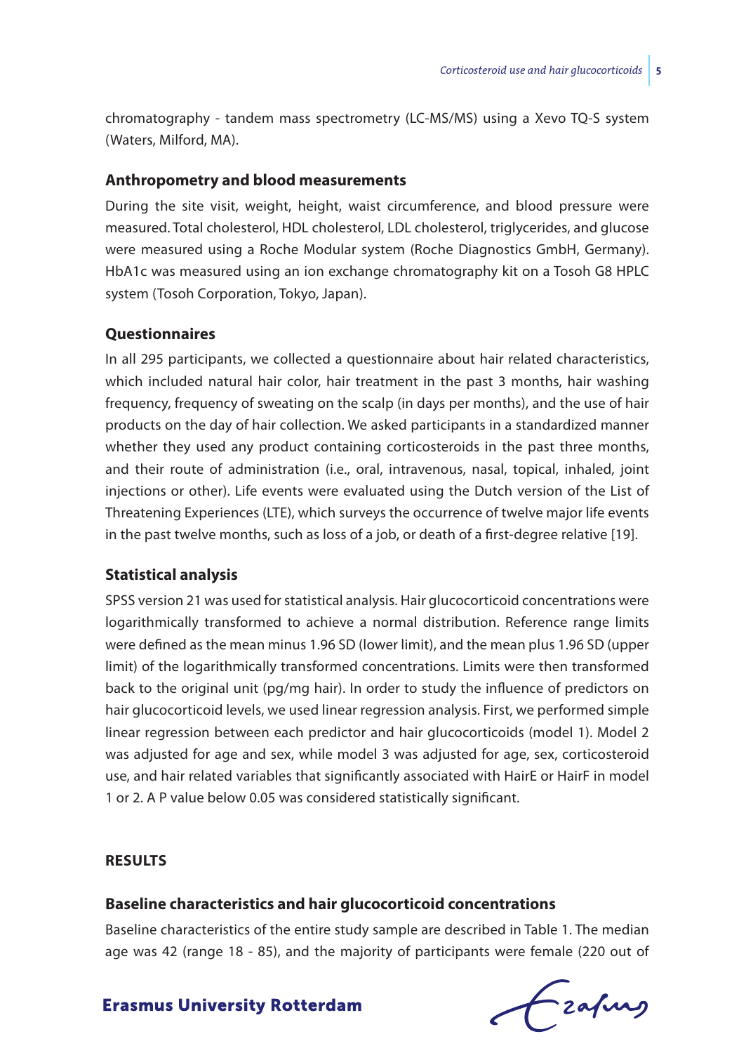chromatography - tandem mass spectrometry (LC-MS/MS) using a Xevo TQ-S system (Waters, Milford, MA).

### Anthropometry and blood measurements

During the site visit, weight, height, waist circumference, and blood pressure were measured. Total cholesterol, HDL cholesterol, LDL cholesterol, triglycerides, and glucose were measured using a Roche Modular system (Roche Diagnostics GmbH, Germany). HbA1c was measured using an ion exchange chromatography kit on a Tosoh G8 HPLC system (Tosoh Corporation, Tokyo, Japan).

### Questionnaires

In all 295 participants, we collected a questionnaire about hair related characteristics, which included natural hair color, hair treatment in the past 3 months, hair washing frequency, frequency of sweating on the scalp (in days per months), and the use of hair products on the day of hair collection. We asked participants in a standardized manner whether they used any product containing corticosteroids in the past three months, and their route of administration (i.e., oral, intravenous, nasal, topical, inhaled, joint injections or other). Life events were evaluated using the Dutch version of the List of Threatening Experiences (LTE), which surveys the occurrence of twelve major life events in the past twelve months, such as loss of a job, or death of a first-degree relative [19].

### Statistical analysis

SPSS version 21 was used for statistical analysis. Hair glucocorticoid concentrations were logarithmically transformed to achieve a normal distribution. Reference range limits were defined as the mean minus 1.96 SD (lower limit), and the mean plus 1.96 SD (upper limit) of the logarithmically transformed concentrations. Limits were then transformed back to the original unit (pg/mg hair). In order to study the influence of predictors on hair glucocorticoid levels, we used linear regression analysis. First, we performed simple linear regression between each predictor and hair glucocorticoids (model 1). Model 2 was adjusted for age and sex, while model 3 was adjusted for age, sex, corticosteroid use, and hair related variables that significantly associated with HairE or HairF in model 1 or 2. A P value below 0.05 was considered statistically significant.

## RESULTS

### Baseline characteristics and hair glucocorticoid concentrations

Baseline characteristics of the entire study sample are described in Table 1. The median age was 42 (range 18 - 85), and the majority of participants were female (220 out of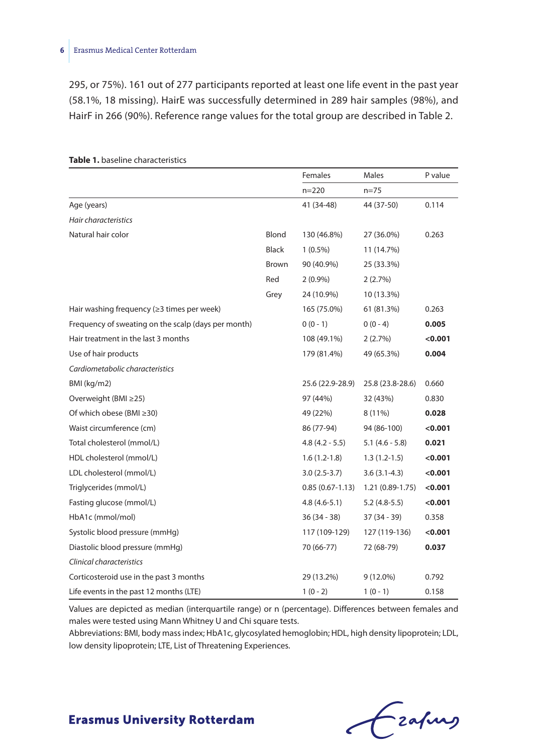295, or 75%). 161 out of 277 participants reported at least one life event in the past year (58.1%, 18 missing). HairE was successfully determined in 289 hair samples (98%), and HairF in 266 (90%). Reference range values for the total group are described in Table 2.

**Table 1.** baseline characteristics

| | | Females | Males | P value |
|---|---|---|---|---|
| | | n=220 | n=75 | |
| Age (years) | | 41 (34-48) | 44 (37-50) | 0.114 |
| *Hair characteristics* | | | | |
| Natural hair color | Blond | 130 (46.8%) | 27 (36.0%) | 0.263 |
| | Black | 1 (0.5%) | 11 (14.7%) | |
| | Brown | 90 (40.9%) | 25 (33.3%) | |
| | Red | 2 (0.9%) | 2 (2.7%) | |
| | Grey | 24 (10.9%) | 10 (13.3%) | |
| Hair washing frequency (≥3 times per week) | | 165 (75.0%) | 61 (81.3%) | 0.263 |
| Frequency of sweating on the scalp (days per month) | | 0 (0 - 1) | 0 (0 - 4) | **0.005** |
| Hair treatment in the last 3 months | | 108 (49.1%) | 2 (2.7%) | **<0.001** |
| Use of hair products | | 179 (81.4%) | 49 (65.3%) | **0.004** |
| *Cardiometabolic characteristics* | | | | |
| BMI (kg/m2) | | 25.6 (22.9-28.9) | 25.8 (23.8-28.6) | 0.660 |
| Overweight (BMI ≥25) | | 97 (44%) | 32 (43%) | 0.830 |
| Of which obese (BMI ≥30) | | 49 (22%) | 8 (11%) | **0.028** |
| Waist circumference (cm) | | 86 (77-94) | 94 (86-100) | **<0.001** |
| Total cholesterol (mmol/L) | | 4.8 (4.2 - 5.5) | 5.1 (4.6 - 5.8) | **0.021** |
| HDL cholesterol (mmol/L) | | 1.6 (1.2-1.8) | 1.3 (1.2-1.5) | **<0.001** |
| LDL cholesterol (mmol/L) | | 3.0 (2.5-3.7) | 3.6 (3.1-4.3) | **<0.001** |
| Triglycerides (mmol/L) | | 0.85 (0.67-1.13) | 1.21 (0.89-1.75) | **<0.001** |
| Fasting glucose (mmol/L) | | 4.8 (4.6-5.1) | 5.2 (4.8-5.5) | **<0.001** |
| HbA1c (mmol/mol) | | 36 (34 - 38) | 37 (34 - 39) | 0.358 |
| Systolic blood pressure (mmHg) | | 117 (109-129) | 127 (119-136) | **<0.001** |
| Diastolic blood pressure (mmHg) | | 70 (66-77) | 72 (68-79) | **0.037** |
| *Clinical characteristics* | | | | |
| Corticosteroid use in the past 3 months | | 29 (13.2%) | 9 (12.0%) | 0.792 |
| Life events in the past 12 months (LTE) | | 1 (0 - 2) | 1 (0 - 1) | 0.158 |

Values are depicted as median (interquartile range) or n (percentage). Differences between females and males were tested using Mann Whitney U and Chi square tests.
Abbreviations: BMI, body mass index; HbA1c, glycosylated hemoglobin; HDL, high density lipoprotein; LDL, low density lipoprotein; LTE, List of Threatening Experiences.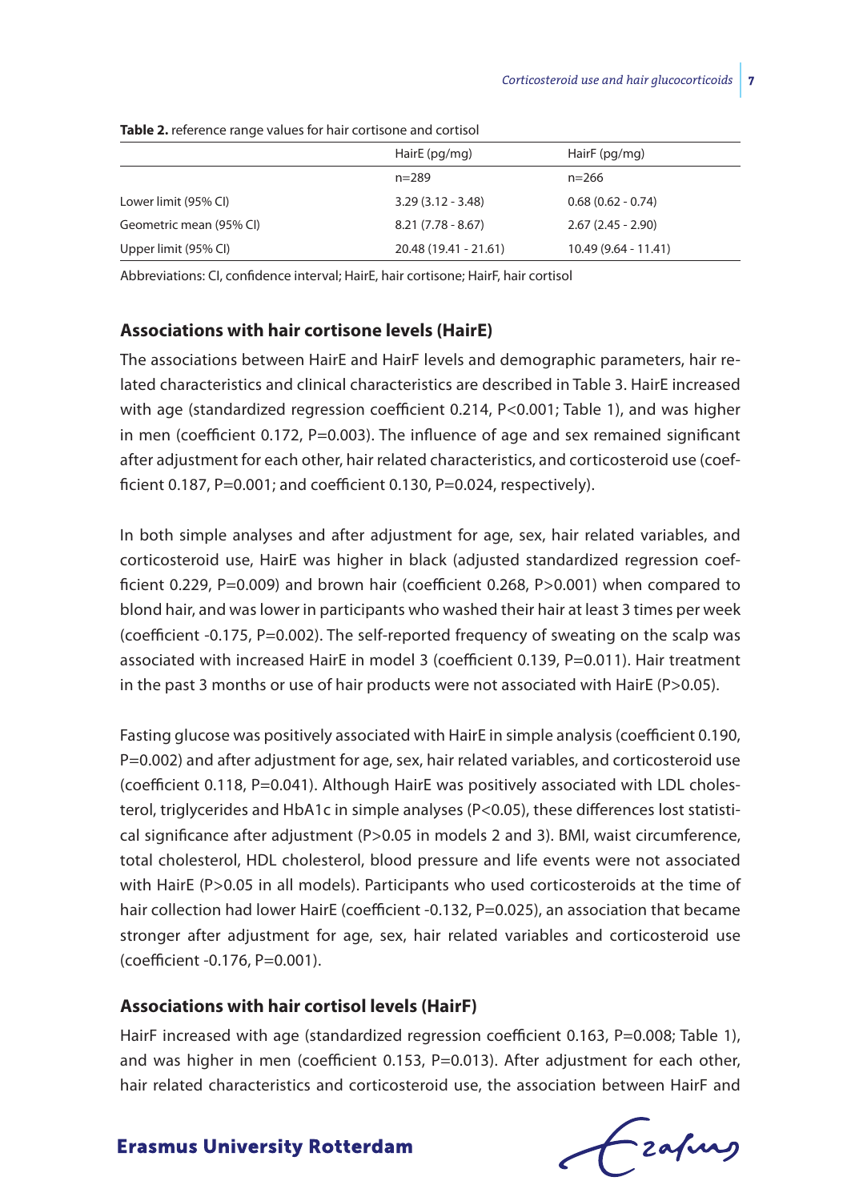**Table 2.** reference range values for hair cortisone and cortisol

| | HairE (pg/mg) | HairF (pg/mg) |
|---|---|---|
| | n=289 | n=266 |
| Lower limit (95% CI) | 3.29 (3.12 - 3.48) | 0.68 (0.62 - 0.74) |
| Geometric mean (95% CI) | 8.21 (7.78 - 8.67) | 2.67 (2.45 - 2.90) |
| Upper limit (95% CI) | 20.48 (19.41 - 21.61) | 10.49 (9.64 - 11.41) |

Abbreviations: CI, confidence interval; HairE, hair cortisone; HairF, hair cortisol

## Associations with hair cortisone levels (HairE)

The associations between HairE and HairF levels and demographic parameters, hair related characteristics and clinical characteristics are described in Table 3. HairE increased with age (standardized regression coefficient 0.214, P<0.001; Table 1), and was higher in men (coefficient 0.172, P=0.003). The influence of age and sex remained significant after adjustment for each other, hair related characteristics, and corticosteroid use (coefficient 0.187, P=0.001; and coefficient 0.130, P=0.024, respectively).

In both simple analyses and after adjustment for age, sex, hair related variables, and corticosteroid use, HairE was higher in black (adjusted standardized regression coefficient 0.229, P=0.009) and brown hair (coefficient 0.268, P>0.001) when compared to blond hair, and was lower in participants who washed their hair at least 3 times per week (coefficient -0.175, P=0.002). The self-reported frequency of sweating on the scalp was associated with increased HairE in model 3 (coefficient 0.139, P=0.011). Hair treatment in the past 3 months or use of hair products were not associated with HairE (P>0.05).

Fasting glucose was positively associated with HairE in simple analysis (coefficient 0.190, P=0.002) and after adjustment for age, sex, hair related variables, and corticosteroid use (coefficient 0.118, P=0.041). Although HairE was positively associated with LDL cholesterol, triglycerides and HbA1c in simple analyses (P<0.05), these differences lost statistical significance after adjustment (P>0.05 in models 2 and 3). BMI, waist circumference, total cholesterol, HDL cholesterol, blood pressure and life events were not associated with HairE (P>0.05 in all models). Participants who used corticosteroids at the time of hair collection had lower HairE (coefficient -0.132, P=0.025), an association that became stronger after adjustment for age, sex, hair related variables and corticosteroid use (coefficient -0.176, P=0.001).

## Associations with hair cortisol levels (HairF)

HairF increased with age (standardized regression coefficient 0.163, P=0.008; Table 1), and was higher in men (coefficient 0.153, P=0.013). After adjustment for each other, hair related characteristics and corticosteroid use, the association between HairF and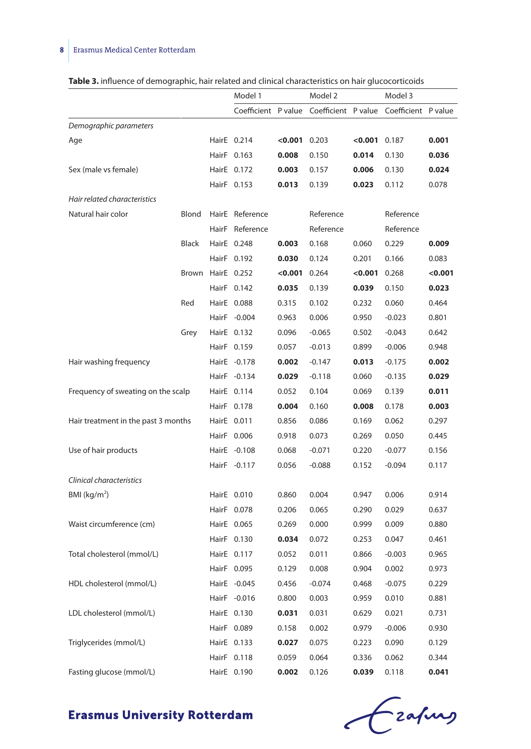**Table 3.** influence of demographic, hair related and clinical characteristics on hair glucocorticoids

| | | | Model 1 | | Model 2 | | Model 3 | |
|---|---|---|---|---|---|---|---|---|
| | | | Coefficient | P value | Coefficient | P value | Coefficient | P value |
| *Demographic parameters* | | | | | | | | |
| Age | | HairE | 0.214 | **<0.001** | 0.203 | **<0.001** | 0.187 | **0.001** |
| | | HairF | 0.163 | **0.008** | 0.150 | **0.014** | 0.130 | **0.036** |
| Sex (male vs female) | | HairE | 0.172 | **0.003** | 0.157 | **0.006** | 0.130 | **0.024** |
| | | HairF | 0.153 | **0.013** | 0.139 | **0.023** | 0.112 | 0.078 |
| *Hair related characteristics* | | | | | | | | |
| Natural hair color | Blond | HairE | Reference | | Reference | | Reference | |
| | | HairF | Reference | | Reference | | Reference | |
| | Black | HairE | 0.248 | **0.003** | 0.168 | 0.060 | 0.229 | **0.009** |
| | | HairF | 0.192 | **0.030** | 0.124 | 0.201 | 0.166 | 0.083 |
| | Brown | HairE | 0.252 | **<0.001** | 0.264 | **<0.001** | 0.268 | **<0.001** |
| | | HairF | 0.142 | **0.035** | 0.139 | **0.039** | 0.150 | **0.023** |
| | Red | HairE | 0.088 | 0.315 | 0.102 | 0.232 | 0.060 | 0.464 |
| | | HairF | -0.004 | 0.963 | 0.006 | 0.950 | -0.023 | 0.801 |
| | Grey | HairE | 0.132 | 0.096 | -0.065 | 0.502 | -0.043 | 0.642 |
| | | HairF | 0.159 | 0.057 | -0.013 | 0.899 | -0.006 | 0.948 |
| Hair washing frequency | | HairE | -0.178 | **0.002** | -0.147 | **0.013** | -0.175 | **0.002** |
| | | HairF | -0.134 | **0.029** | -0.118 | 0.060 | -0.135 | **0.029** |
| Frequency of sweating on the scalp | | HairE | 0.114 | 0.052 | 0.104 | 0.069 | 0.139 | **0.011** |
| | | HairF | 0.178 | **0.004** | 0.160 | **0.008** | 0.178 | **0.003** |
| Hair treatment in the past 3 months | | HairE | 0.011 | 0.856 | 0.086 | 0.169 | 0.062 | 0.297 |
| | | HairF | 0.006 | 0.918 | 0.073 | 0.269 | 0.050 | 0.445 |
| Use of hair products | | HairE | -0.108 | 0.068 | -0.071 | 0.220 | -0.077 | 0.156 |
| | | HairF | -0.117 | 0.056 | -0.088 | 0.152 | -0.094 | 0.117 |
| *Clinical characteristics* | | | | | | | | |
| BMI (kg/m$^2$) | | HairE | 0.010 | 0.860 | 0.004 | 0.947 | 0.006 | 0.914 |
| | | HairF | 0.078 | 0.206 | 0.065 | 0.290 | 0.029 | 0.637 |
| Waist circumference (cm) | | HairE | 0.065 | 0.269 | 0.000 | 0.999 | 0.009 | 0.880 |
| | | HairF | 0.130 | **0.034** | 0.072 | 0.253 | 0.047 | 0.461 |
| Total cholesterol (mmol/L) | | HairE | 0.117 | 0.052 | 0.011 | 0.866 | -0.003 | 0.965 |
| | | HairF | 0.095 | 0.129 | 0.008 | 0.904 | 0.002 | 0.973 |
| HDL cholesterol (mmol/L) | | HairE | -0.045 | 0.456 | -0.074 | 0.468 | -0.075 | 0.229 |
| | | HairF | -0.016 | 0.800 | 0.003 | 0.959 | 0.010 | 0.881 |
| LDL cholesterol (mmol/L) | | HairE | 0.130 | **0.031** | 0.031 | 0.629 | 0.021 | 0.731 |
| | | HairF | 0.089 | 0.158 | 0.002 | 0.979 | -0.006 | 0.930 |
| Triglycerides (mmol/L) | | HairE | 0.133 | **0.027** | 0.075 | 0.223 | 0.090 | 0.129 |
| | | HairF | 0.118 | 0.059 | 0.064 | 0.336 | 0.062 | 0.344 |
| Fasting glucose (mmol/L) | | HairE | 0.190 | **0.002** | 0.126 | **0.039** | 0.118 | **0.041** |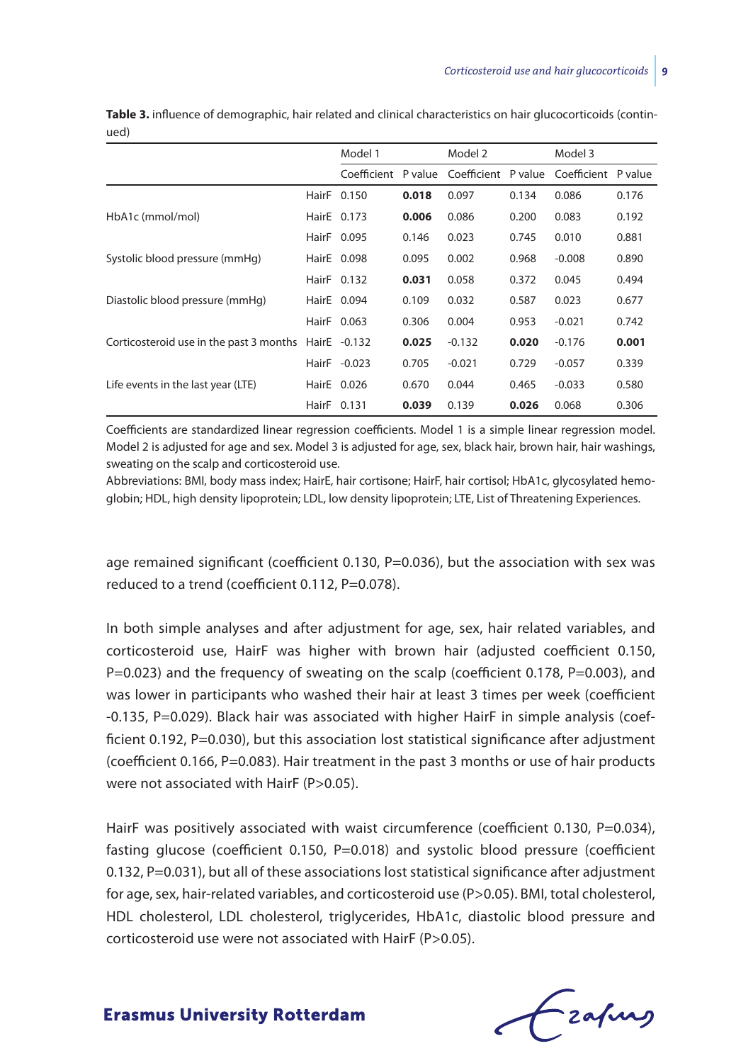**Table 3.** influence of demographic, hair related and clinical characteristics on hair glucocorticoids (continued)

| | | Model 1 | | Model 2 | | Model 3 | |
|---|---|---|---|---|---|---|---|
| | | Coefficient | P value | Coefficient | P value | Coefficient | P value |
| | HairF | 0.150 | **0.018** | 0.097 | 0.134 | 0.086 | 0.176 |
| HbA1c (mmol/mol) | HairE | 0.173 | **0.006** | 0.086 | 0.200 | 0.083 | 0.192 |
| | HairF | 0.095 | 0.146 | 0.023 | 0.745 | 0.010 | 0.881 |
| Systolic blood pressure (mmHg) | HairE | 0.098 | 0.095 | 0.002 | 0.968 | -0.008 | 0.890 |
| | HairF | 0.132 | **0.031** | 0.058 | 0.372 | 0.045 | 0.494 |
| Diastolic blood pressure (mmHg) | HairE | 0.094 | 0.109 | 0.032 | 0.587 | 0.023 | 0.677 |
| | HairF | 0.063 | 0.306 | 0.004 | 0.953 | -0.021 | 0.742 |
| Corticosteroid use in the past 3 months | HairE | -0.132 | **0.025** | -0.132 | **0.020** | -0.176 | **0.001** |
| | HairF | -0.023 | 0.705 | -0.021 | 0.729 | -0.057 | 0.339 |
| Life events in the last year (LTE) | HairE | 0.026 | 0.670 | 0.044 | 0.465 | -0.033 | 0.580 |
| | HairF | 0.131 | **0.039** | 0.139 | **0.026** | 0.068 | 0.306 |

Coefficients are standardized linear regression coefficients. Model 1 is a simple linear regression model. Model 2 is adjusted for age and sex. Model 3 is adjusted for age, sex, black hair, brown hair, hair washings, sweating on the scalp and corticosteroid use.

Abbreviations: BMI, body mass index; HairE, hair cortisone; HairF, hair cortisol; HbA1c, glycosylated hemoglobin; HDL, high density lipoprotein; LDL, low density lipoprotein; LTE, List of Threatening Experiences.

age remained significant (coefficient 0.130, P=0.036), but the association with sex was reduced to a trend (coefficient 0.112, P=0.078).

In both simple analyses and after adjustment for age, sex, hair related variables, and corticosteroid use, HairF was higher with brown hair (adjusted coefficient 0.150, P=0.023) and the frequency of sweating on the scalp (coefficient 0.178, P=0.003), and was lower in participants who washed their hair at least 3 times per week (coefficient -0.135, P=0.029). Black hair was associated with higher HairF in simple analysis (coefficient 0.192, P=0.030), but this association lost statistical significance after adjustment (coefficient 0.166, P=0.083). Hair treatment in the past 3 months or use of hair products were not associated with HairF (P>0.05).

HairF was positively associated with waist circumference (coefficient 0.130, P=0.034), fasting glucose (coefficient 0.150, P=0.018) and systolic blood pressure (coefficient 0.132, P=0.031), but all of these associations lost statistical significance after adjustment for age, sex, hair-related variables, and corticosteroid use (P>0.05). BMI, total cholesterol, HDL cholesterol, LDL cholesterol, triglycerides, HbA1c, diastolic blood pressure and corticosteroid use were not associated with HairF (P>0.05).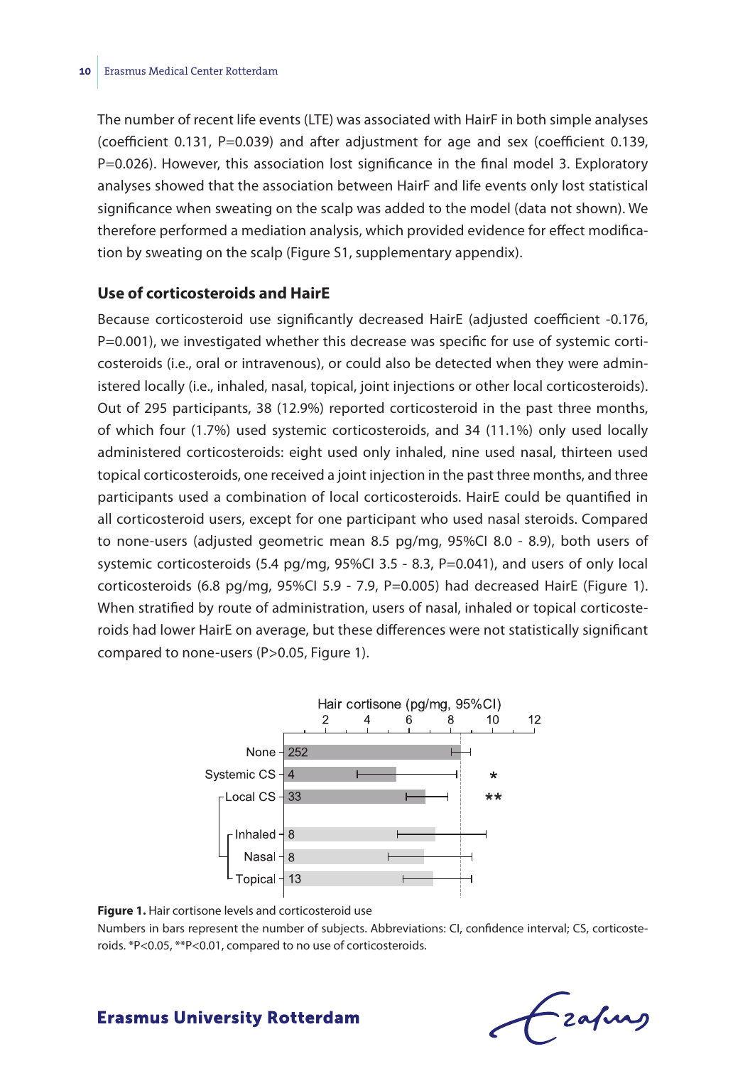The number of recent life events (LTE) was associated with HairF in both simple analyses (coefficient 0.131, P=0.039) and after adjustment for age and sex (coefficient 0.139, P=0.026). However, this association lost significance in the final model 3. Exploratory analyses showed that the association between HairF and life events only lost statistical significance when sweating on the scalp was added to the model (data not shown). We therefore performed a mediation analysis, which provided evidence for effect modification by sweating on the scalp (Figure S1, supplementary appendix).

### Use of corticosteroids and HairE

Because corticosteroid use significantly decreased HairE (adjusted coefficient -0.176, P=0.001), we investigated whether this decrease was specific for use of systemic corticosteroids (i.e., oral or intravenous), or could also be detected when they were administered locally (i.e., inhaled, nasal, topical, joint injections or other local corticosteroids). Out of 295 participants, 38 (12.9%) reported corticosteroid in the past three months, of which four (1.7%) used systemic corticosteroids, and 34 (11.1%) only used locally administered corticosteroids: eight used only inhaled, nine used nasal, thirteen used topical corticosteroids, one received a joint injection in the past three months, and three participants used a combination of local corticosteroids. HairE could be quantified in all corticosteroid users, except for one participant who used nasal steroids. Compared to none-users (adjusted geometric mean 8.5 pg/mg, 95%CI 8.0 - 8.9), both users of systemic corticosteroids (5.4 pg/mg, 95%CI 3.5 - 8.3, P=0.041), and users of only local corticosteroids (6.8 pg/mg, 95%CI 5.9 - 7.9, P=0.005) had decreased HairE (Figure 1). When stratified by route of administration, users of nasal, inhaled or topical corticosteroids had lower HairE on average, but these differences were not statistically significant compared to none-users (P>0.05, Figure 1).

**Figure 1.** Hair cortisone levels and corticosteroid use

Numbers in bars represent the number of subjects. Abbreviations: CI, confidence interval; CS, corticosteroids. *P<0.05, **P<0.01, compared to no use of corticosteroids.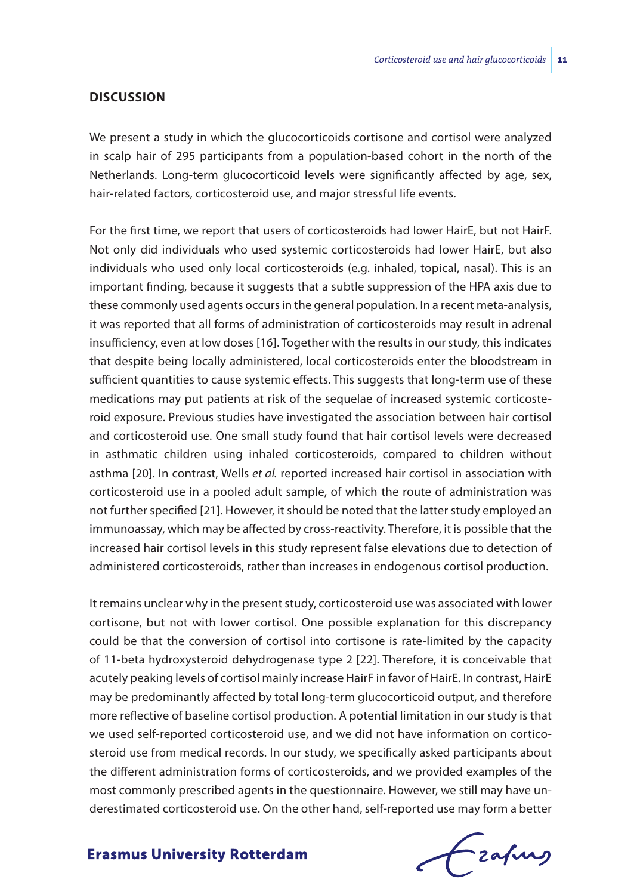## DISCUSSION

We present a study in which the glucocorticoids cortisone and cortisol were analyzed in scalp hair of 295 participants from a population-based cohort in the north of the Netherlands. Long-term glucocorticoid levels were significantly affected by age, sex, hair-related factors, corticosteroid use, and major stressful life events.

For the first time, we report that users of corticosteroids had lower HairE, but not HairF. Not only did individuals who used systemic corticosteroids had lower HairE, but also individuals who used only local corticosteroids (e.g. inhaled, topical, nasal). This is an important finding, because it suggests that a subtle suppression of the HPA axis due to these commonly used agents occurs in the general population. In a recent meta-analysis, it was reported that all forms of administration of corticosteroids may result in adrenal insufficiency, even at low doses [16]. Together with the results in our study, this indicates that despite being locally administered, local corticosteroids enter the bloodstream in sufficient quantities to cause systemic effects. This suggests that long-term use of these medications may put patients at risk of the sequelae of increased systemic corticosteroid exposure. Previous studies have investigated the association between hair cortisol and corticosteroid use. One small study found that hair cortisol levels were decreased in asthmatic children using inhaled corticosteroids, compared to children without asthma [20]. In contrast, Wells *et al.* reported increased hair cortisol in association with corticosteroid use in a pooled adult sample, of which the route of administration was not further specified [21]. However, it should be noted that the latter study employed an immunoassay, which may be affected by cross-reactivity. Therefore, it is possible that the increased hair cortisol levels in this study represent false elevations due to detection of administered corticosteroids, rather than increases in endogenous cortisol production.

It remains unclear why in the present study, corticosteroid use was associated with lower cortisone, but not with lower cortisol. One possible explanation for this discrepancy could be that the conversion of cortisol into cortisone is rate-limited by the capacity of 11-beta hydroxysteroid dehydrogenase type 2 [22]. Therefore, it is conceivable that acutely peaking levels of cortisol mainly increase HairF in favor of HairE. In contrast, HairE may be predominantly affected by total long-term glucocorticoid output, and therefore more reflective of baseline cortisol production. A potential limitation in our study is that we used self-reported corticosteroid use, and we did not have information on corticosteroid use from medical records. In our study, we specifically asked participants about the different administration forms of corticosteroids, and we provided examples of the most commonly prescribed agents in the questionnaire. However, we still may have underestimated corticosteroid use. On the other hand, self-reported use may form a better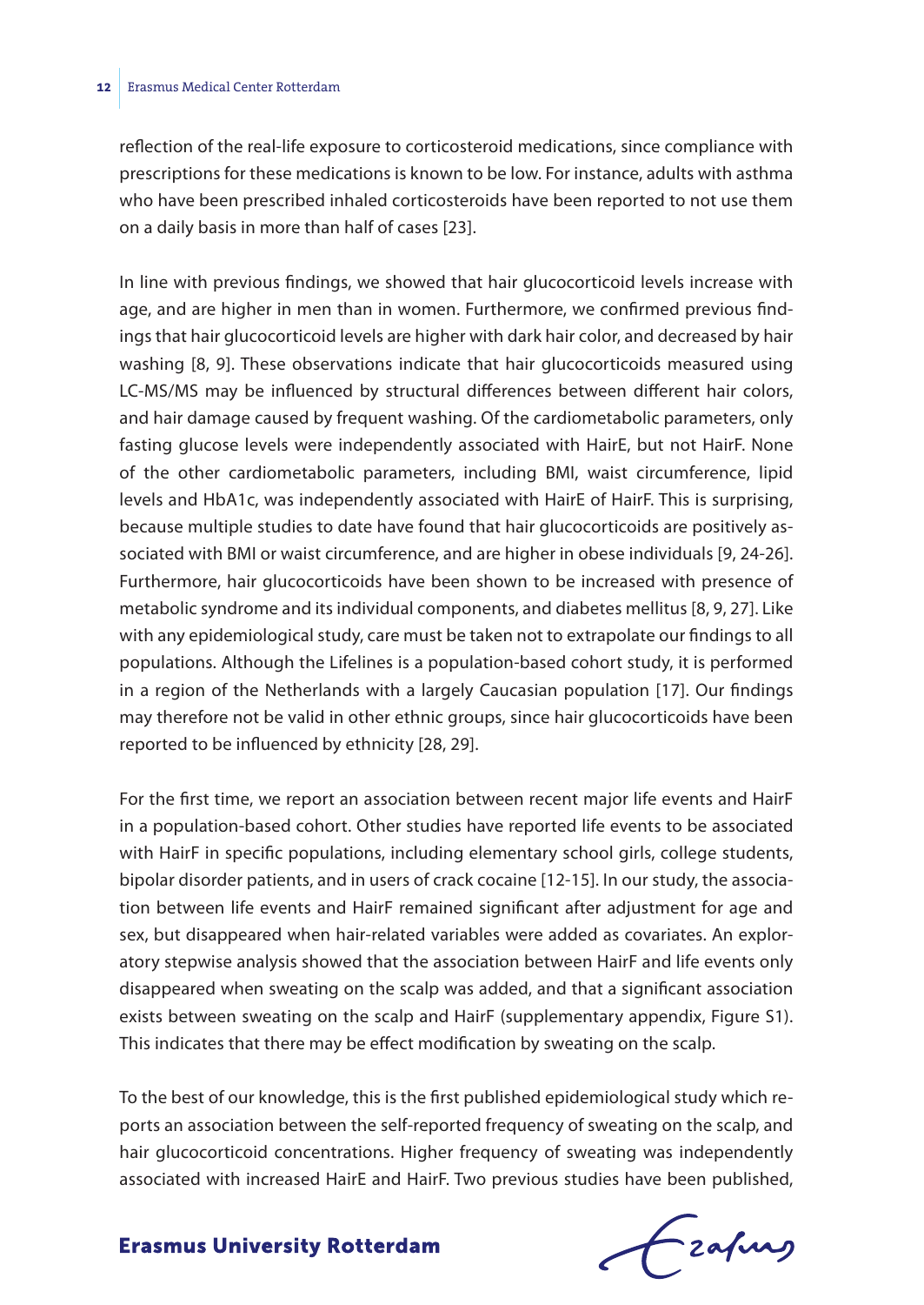reflection of the real-life exposure to corticosteroid medications, since compliance with prescriptions for these medications is known to be low. For instance, adults with asthma who have been prescribed inhaled corticosteroids have been reported to not use them on a daily basis in more than half of cases [23].

In line with previous findings, we showed that hair glucocorticoid levels increase with age, and are higher in men than in women. Furthermore, we confirmed previous findings that hair glucocorticoid levels are higher with dark hair color, and decreased by hair washing [8, 9]. These observations indicate that hair glucocorticoids measured using LC-MS/MS may be influenced by structural differences between different hair colors, and hair damage caused by frequent washing. Of the cardiometabolic parameters, only fasting glucose levels were independently associated with HairE, but not HairF. None of the other cardiometabolic parameters, including BMI, waist circumference, lipid levels and HbA1c, was independently associated with HairE of HairF. This is surprising, because multiple studies to date have found that hair glucocorticoids are positively associated with BMI or waist circumference, and are higher in obese individuals [9, 24-26]. Furthermore, hair glucocorticoids have been shown to be increased with presence of metabolic syndrome and its individual components, and diabetes mellitus [8, 9, 27]. Like with any epidemiological study, care must be taken not to extrapolate our findings to all populations. Although the Lifelines is a population-based cohort study, it is performed in a region of the Netherlands with a largely Caucasian population [17]. Our findings may therefore not be valid in other ethnic groups, since hair glucocorticoids have been reported to be influenced by ethnicity [28, 29].

For the first time, we report an association between recent major life events and HairF in a population-based cohort. Other studies have reported life events to be associated with HairF in specific populations, including elementary school girls, college students, bipolar disorder patients, and in users of crack cocaine [12-15]. In our study, the association between life events and HairF remained significant after adjustment for age and sex, but disappeared when hair-related variables were added as covariates. An exploratory stepwise analysis showed that the association between HairF and life events only disappeared when sweating on the scalp was added, and that a significant association exists between sweating on the scalp and HairF (supplementary appendix, Figure S1). This indicates that there may be effect modification by sweating on the scalp.

To the best of our knowledge, this is the first published epidemiological study which reports an association between the self-reported frequency of sweating on the scalp, and hair glucocorticoid concentrations. Higher frequency of sweating was independently associated with increased HairE and HairF. Two previous studies have been published,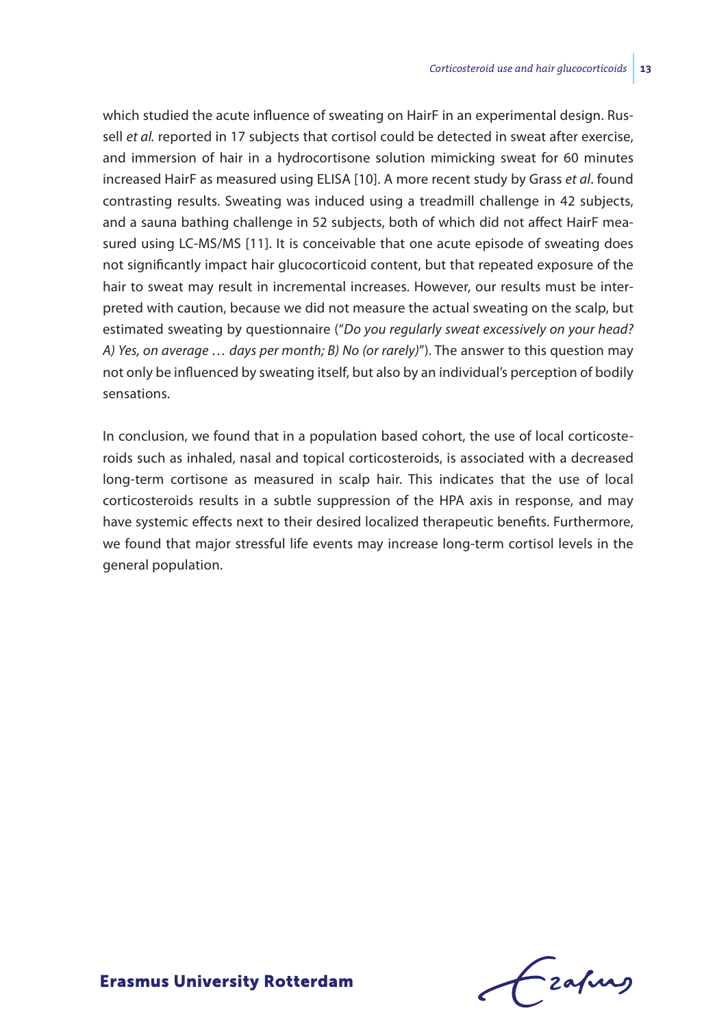which studied the acute influence of sweating on HairF in an experimental design. Russell *et al.* reported in 17 subjects that cortisol could be detected in sweat after exercise, and immersion of hair in a hydrocortisone solution mimicking sweat for 60 minutes increased HairF as measured using ELISA [10]. A more recent study by Grass *et al*. found contrasting results. Sweating was induced using a treadmill challenge in 42 subjects, and a sauna bathing challenge in 52 subjects, both of which did not affect HairF measured using LC-MS/MS [11]. It is conceivable that one acute episode of sweating does not significantly impact hair glucocorticoid content, but that repeated exposure of the hair to sweat may result in incremental increases. However, our results must be interpreted with caution, because we did not measure the actual sweating on the scalp, but estimated sweating by questionnaire ("*Do you regularly sweat excessively on your head? A) Yes, on average … days per month; B) No (or rarely)*"). The answer to this question may not only be influenced by sweating itself, but also by an individual's perception of bodily sensations.

In conclusion, we found that in a population based cohort, the use of local corticosteroids such as inhaled, nasal and topical corticosteroids, is associated with a decreased long-term cortisone as measured in scalp hair. This indicates that the use of local corticosteroids results in a subtle suppression of the HPA axis in response, and may have systemic effects next to their desired localized therapeutic benefits. Furthermore, we found that major stressful life events may increase long-term cortisol levels in the general population.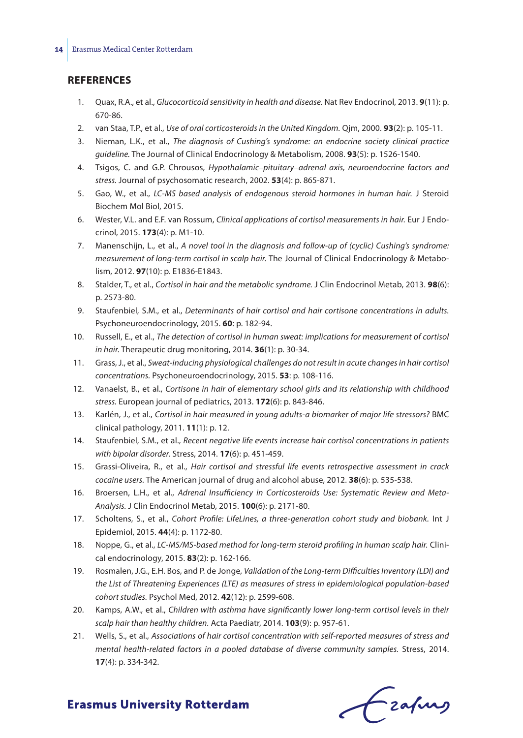## REFERENCES

1. Quax, R.A., et al., *Glucocorticoid sensitivity in health and disease.* Nat Rev Endocrinol, 2013. **9**(11): p. 670-86.
2. van Staa, T.P., et al., *Use of oral corticosteroids in the United Kingdom.* Qjm, 2000. **93**(2): p. 105-11.
3. Nieman, L.K., et al., *The diagnosis of Cushing's syndrome: an endocrine society clinical practice guideline.* The Journal of Clinical Endocrinology & Metabolism, 2008. **93**(5): p. 1526-1540.
4. Tsigos, C. and G.P. Chrousos, *Hypothalamic–pituitary–adrenal axis, neuroendocrine factors and stress.* Journal of psychosomatic research, 2002. **53**(4): p. 865-871.
5. Gao, W., et al., *LC-MS based analysis of endogenous steroid hormones in human hair.* J Steroid Biochem Mol Biol, 2015.
6. Wester, V.L. and E.F. van Rossum, *Clinical applications of cortisol measurements in hair.* Eur J Endocrinol, 2015. **173**(4): p. M1-10.
7. Manenschijn, L., et al., *A novel tool in the diagnosis and follow-up of (cyclic) Cushing's syndrome: measurement of long-term cortisol in scalp hair.* The Journal of Clinical Endocrinology & Metabolism, 2012. **97**(10): p. E1836-E1843.
8. Stalder, T., et al., *Cortisol in hair and the metabolic syndrome.* J Clin Endocrinol Metab, 2013. **98**(6): p. 2573-80.
9. Staufenbiel, S.M., et al., *Determinants of hair cortisol and hair cortisone concentrations in adults.* Psychoneuroendocrinology, 2015. **60**: p. 182-94.
10. Russell, E., et al., *The detection of cortisol in human sweat: implications for measurement of cortisol in hair.* Therapeutic drug monitoring, 2014. **36**(1): p. 30-34.
11. Grass, J., et al., *Sweat-inducing physiological challenges do not result in acute changes in hair cortisol concentrations.* Psychoneuroendocrinology, 2015. **53**: p. 108-116.
12. Vanaelst, B., et al., *Cortisone in hair of elementary school girls and its relationship with childhood stress.* European journal of pediatrics, 2013. **172**(6): p. 843-846.
13. Karlén, J., et al., *Cortisol in hair measured in young adults-a biomarker of major life stressors?* BMC clinical pathology, 2011. **11**(1): p. 12.
14. Staufenbiel, S.M., et al., *Recent negative life events increase hair cortisol concentrations in patients with bipolar disorder.* Stress, 2014. **17**(6): p. 451-459.
15. Grassi-Oliveira, R., et al., *Hair cortisol and stressful life events retrospective assessment in crack cocaine users.* The American journal of drug and alcohol abuse, 2012. **38**(6): p. 535-538.
16. Broersen, L.H., et al., *Adrenal Insufficiency in Corticosteroids Use: Systematic Review and Meta-Analysis.* J Clin Endocrinol Metab, 2015. **100**(6): p. 2171-80.
17. Scholtens, S., et al., *Cohort Profile: LifeLines, a three-generation cohort study and biobank.* Int J Epidemiol, 2015. **44**(4): p. 1172-80.
18. Noppe, G., et al., *LC-MS/MS-based method for long-term steroid profiling in human scalp hair.* Clinical endocrinology, 2015. **83**(2): p. 162-166.
19. Rosmalen, J.G., E.H. Bos, and P. de Jonge, *Validation of the Long-term Difficulties Inventory (LDI) and the List of Threatening Experiences (LTE) as measures of stress in epidemiological population-based cohort studies.* Psychol Med, 2012. **42**(12): p. 2599-608.
20. Kamps, A.W., et al., *Children with asthma have significantly lower long-term cortisol levels in their scalp hair than healthy children.* Acta Paediatr, 2014. **103**(9): p. 957-61.
21. Wells, S., et al., *Associations of hair cortisol concentration with self-reported measures of stress and mental health-related factors in a pooled database of diverse community samples.* Stress, 2014. **17**(4): p. 334-342.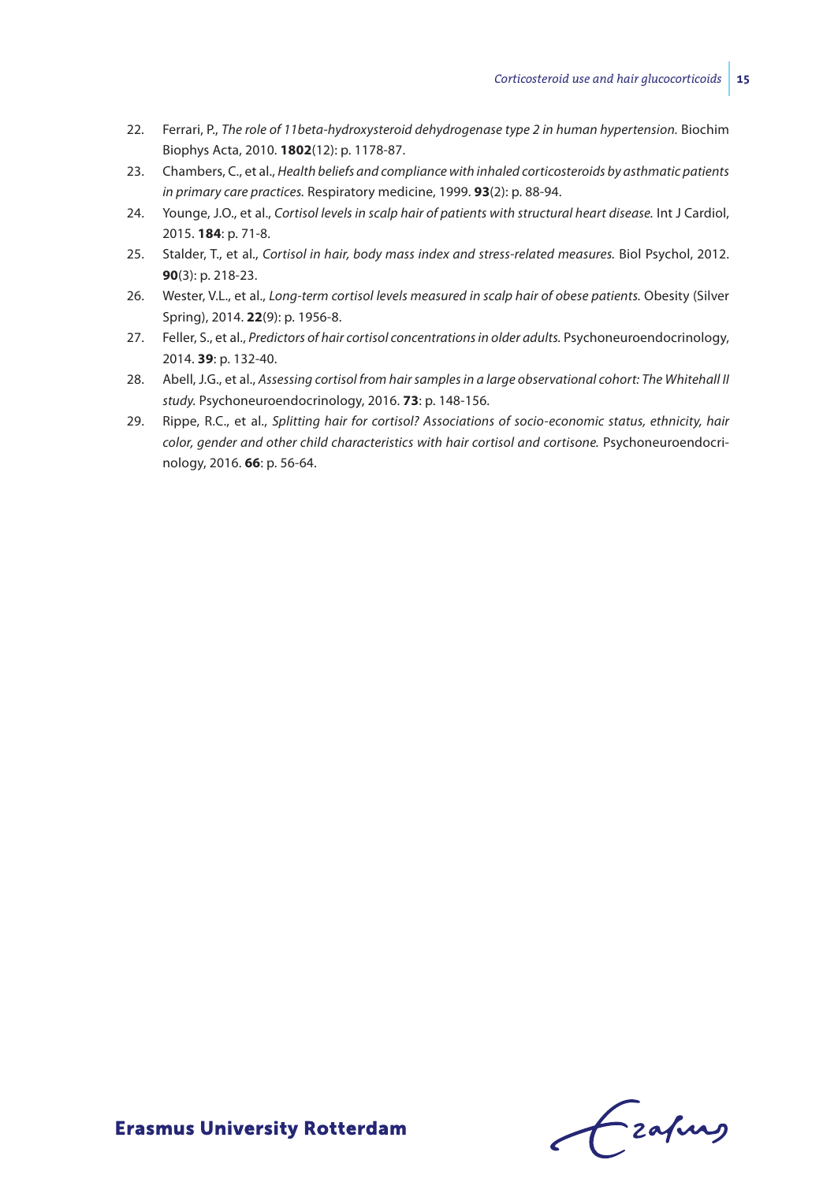22. Ferrari, P., *The role of 11beta-hydroxysteroid dehydrogenase type 2 in human hypertension.* Biochim Biophys Acta, 2010. **1802**(12): p. 1178-87.
23. Chambers, C., et al., *Health beliefs and compliance with inhaled corticosteroids by asthmatic patients in primary care practices.* Respiratory medicine, 1999. **93**(2): p. 88-94.
24. Younge, J.O., et al., *Cortisol levels in scalp hair of patients with structural heart disease.* Int J Cardiol, 2015. **184**: p. 71-8.
25. Stalder, T., et al., *Cortisol in hair, body mass index and stress-related measures.* Biol Psychol, 2012. **90**(3): p. 218-23.
26. Wester, V.L., et al., *Long-term cortisol levels measured in scalp hair of obese patients.* Obesity (Silver Spring), 2014. **22**(9): p. 1956-8.
27. Feller, S., et al., *Predictors of hair cortisol concentrations in older adults.* Psychoneuroendocrinology, 2014. **39**: p. 132-40.
28. Abell, J.G., et al., *Assessing cortisol from hair samples in a large observational cohort: The Whitehall II study.* Psychoneuroendocrinology, 2016. **73**: p. 148-156.
29. Rippe, R.C., et al., *Splitting hair for cortisol? Associations of socio-economic status, ethnicity, hair color, gender and other child characteristics with hair cortisol and cortisone.* Psychoneuroendocrinology, 2016. **66**: p. 56-64.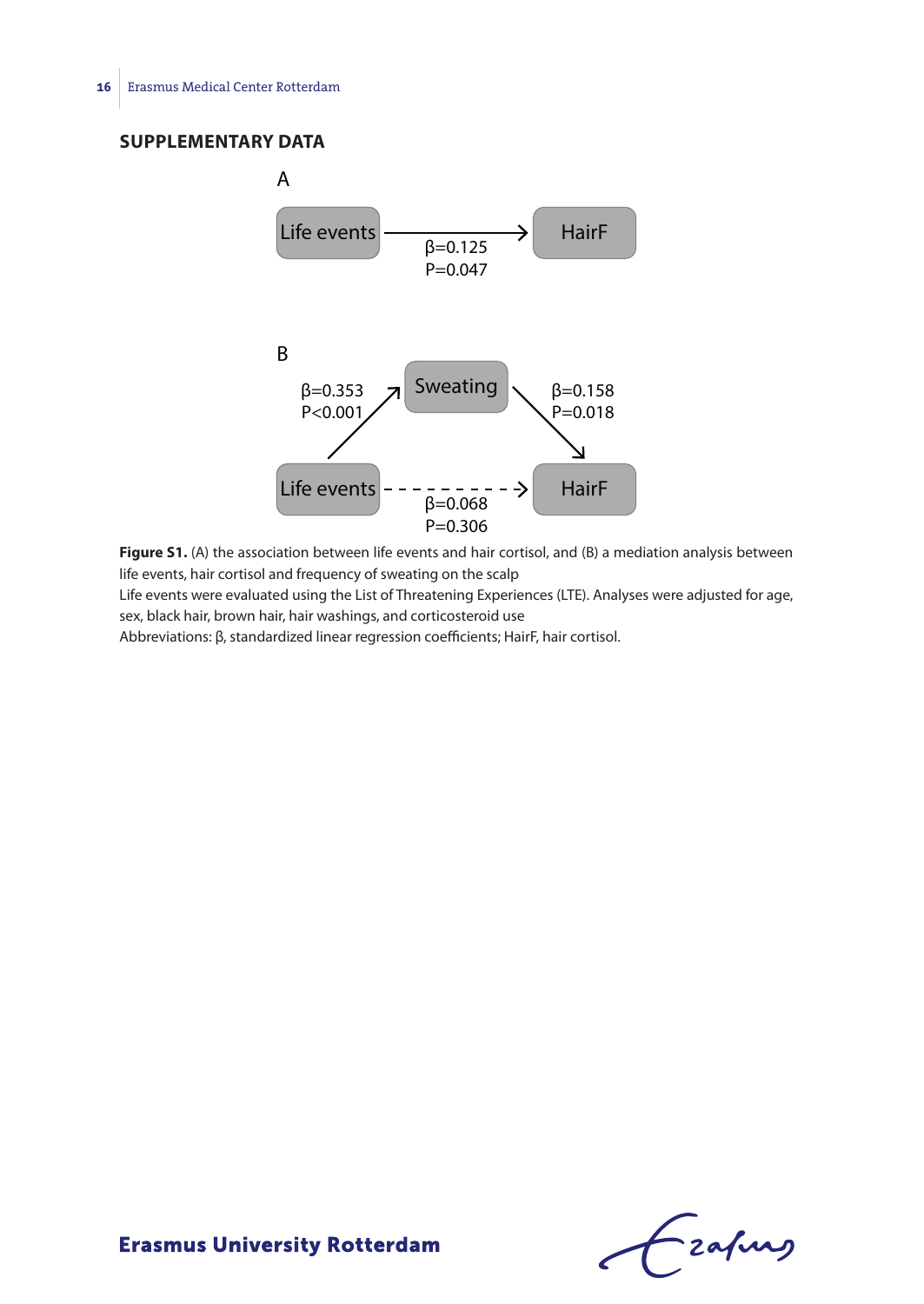## SUPPLEMENTARY DATA

A

Life events

HairF

β=0.125
P=0.047

B

Sweating

β=0.353
P<0.001

β=0.158
P=0.018

Life events

HairF

β=0.068
P=0.306

**Figure S1.** (A) the association between life events and hair cortisol, and (B) a mediation analysis between life events, hair cortisol and frequency of sweating on the scalp
Life events were evaluated using the List of Threatening Experiences (LTE). Analyses were adjusted for age, sex, black hair, brown hair, hair washings, and corticosteroid use
Abbreviations: β, standardized linear regression coefficients; HairF, hair cortisol.